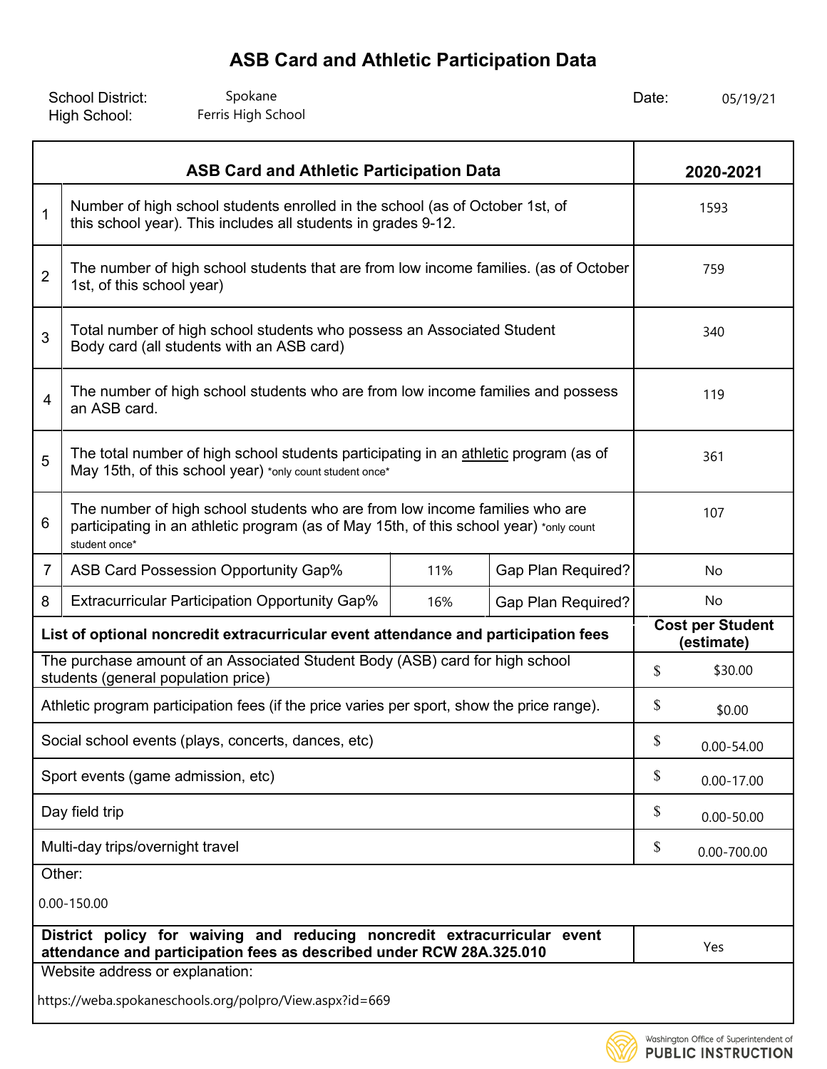# ASB Card and Athletic Participation Data

School District: Spokane
High School: Ferris High School
Date: 05/19/21

| | ASB Card and Athletic Participation Data | | | 2020-2021 |
|---|---|---|---|---|
| 1 | Number of high school students enrolled in the school (as of October 1st, of this school year). This includes all students in grades 9-12. | | | 1593 |
| 2 | The number of high school students that are from low income families. (as of October 1st, of this school year) | | | 759 |
| 3 | Total number of high school students who possess an Associated Student Body card (all students with an ASB card) | | | 340 |
| 4 | The number of high school students who are from low income families and possess an ASB card. | | | 119 |
| 5 | The total number of high school students participating in an athletic program (as of May 15th, of this school year) *only count student once* | | | 361 |
| 6 | The number of high school students who are from low income families who are participating in an athletic program (as of May 15th, of this school year) *only count student once* | | | 107 |
| 7 | ASB Card Possession Opportunity Gap% | 11% | Gap Plan Required? | No |
| 8 | Extracurricular Participation Opportunity Gap% | 16% | Gap Plan Required? | No |

| List of optional noncredit extracurricular event attendance and participation fees | Cost per Student (estimate) |
|---|---|
| The purchase amount of an Associated Student Body (ASB) card for high school students (general population price) | $ $30.00 |
| Athletic program participation fees (if the price varies per sport, show the price range). | $ $0.00 |
| Social school events (plays, concerts, dances, etc) | $ 0.00-54.00 |
| Sport events (game admission, etc) | $ 0.00-17.00 |
| Day field trip | $ 0.00-50.00 |
| Multi-day trips/overnight travel | $ 0.00-700.00 |
| Other: 0.00-150.00 | |
| **District policy for waiving and reducing noncredit extracurricular event attendance and participation fees as described under RCW 28A.325.010** | Yes |
| Website address or explanation: https://weba.spokaneschools.org/polpro/View.aspx?id=669 | |

Washington Office of Superintendent of PUBLIC INSTRUCTION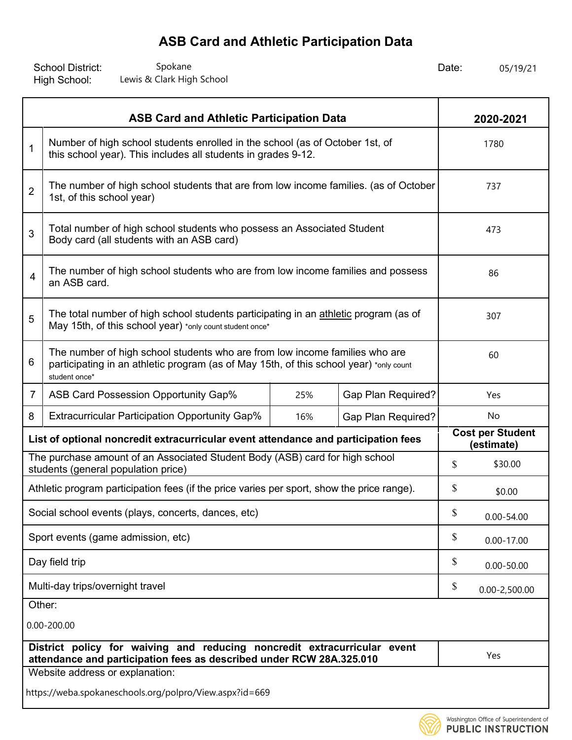# ASB Card and Athletic Participation Data

School District: Spokane
High School: Lewis & Clark High School

Date: 05/19/21

| | ASB Card and Athletic Participation Data | | | 2020-2021 |
|---|---|---|---|---|
| 1 | Number of high school students enrolled in the school (as of October 1st, of this school year). This includes all students in grades 9-12. | | | 1780 |
| 2 | The number of high school students that are from low income families. (as of October 1st, of this school year) | | | 737 |
| 3 | Total number of high school students who possess an Associated Student Body card (all students with an ASB card) | | | 473 |
| 4 | The number of high school students who are from low income families and possess an ASB card. | | | 86 |
| 5 | The total number of high school students participating in an athletic program (as of May 15th, of this school year) *only count student once* | | | 307 |
| 6 | The number of high school students who are from low income families who are participating in an athletic program (as of May 15th, of this school year) *only count student once* | | | 60 |
| 7 | ASB Card Possession Opportunity Gap% | 25% | Gap Plan Required? | Yes |
| 8 | Extracurricular Participation Opportunity Gap% | 16% | Gap Plan Required? | No |

| List of optional noncredit extracurricular event attendance and participation fees | Cost per Student (estimate) |
|---|---|
| The purchase amount of an Associated Student Body (ASB) card for high school students (general population price) | $ $30.00 |
| Athletic program participation fees (if the price varies per sport, show the price range). | $ $0.00 |
| Social school events (plays, concerts, dances, etc) | $ 0.00-54.00 |
| Sport events (game admission, etc) | $ 0.00-17.00 |
| Day field trip | $ 0.00-50.00 |
| Multi-day trips/overnight travel | $ 0.00-2,500.00 |
| Other: 0.00-200.00 | |
| **District policy for waiving and reducing noncredit extracurricular event attendance and participation fees as described under RCW 28A.325.010** | Yes |

Website address or explanation:

https://weba.spokaneschools.org/polpro/View.aspx?id=669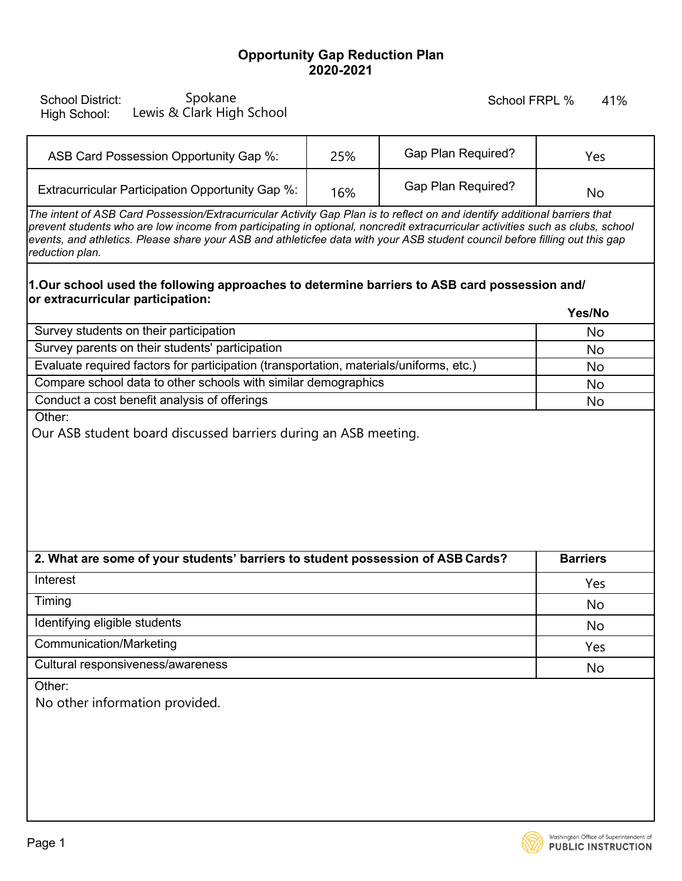# Opportunity Gap Reduction Plan
## 2020-2021

School District: Spokane
High School: Lewis & Clark High School

School FRPL % 41%

| ASB Card Possession Opportunity Gap %: | 25% | Gap Plan Required? | Yes |
|---|---|---|---|
| Extracurricular Participation Opportunity Gap %: | 16% | Gap Plan Required? | No |

*The intent of ASB Card Possession/Extracurricular Activity Gap Plan is to reflect on and identify additional barriers that prevent students who are low income from participating in optional, noncredit extracurricular activities such as clubs, school events, and athletics. Please share your ASB and athleticfee data with your ASB student council before filling out this gap reduction plan.*

**1.Our school used the following approaches to determine barriers to ASB card possession and/ or extracurricular participation:**

| | Yes/No |
|---|---|
| Survey students on their participation | No |
| Survey parents on their students' participation | No |
| Evaluate required factors for participation (transportation, materials/uniforms, etc.) | No |
| Compare school data to other schools with similar demographics | No |
| Conduct a cost benefit analysis of offerings | No |

Other:
Our ASB student board discussed barriers during an ASB meeting.

| 2. What are some of your students' barriers to student possession of ASB Cards? | Barriers |
|---|---|
| Interest | Yes |
| Timing | No |
| Identifying eligible students | No |
| Communication/Marketing | Yes |
| Cultural responsiveness/awareness | No |

Other:
No other information provided.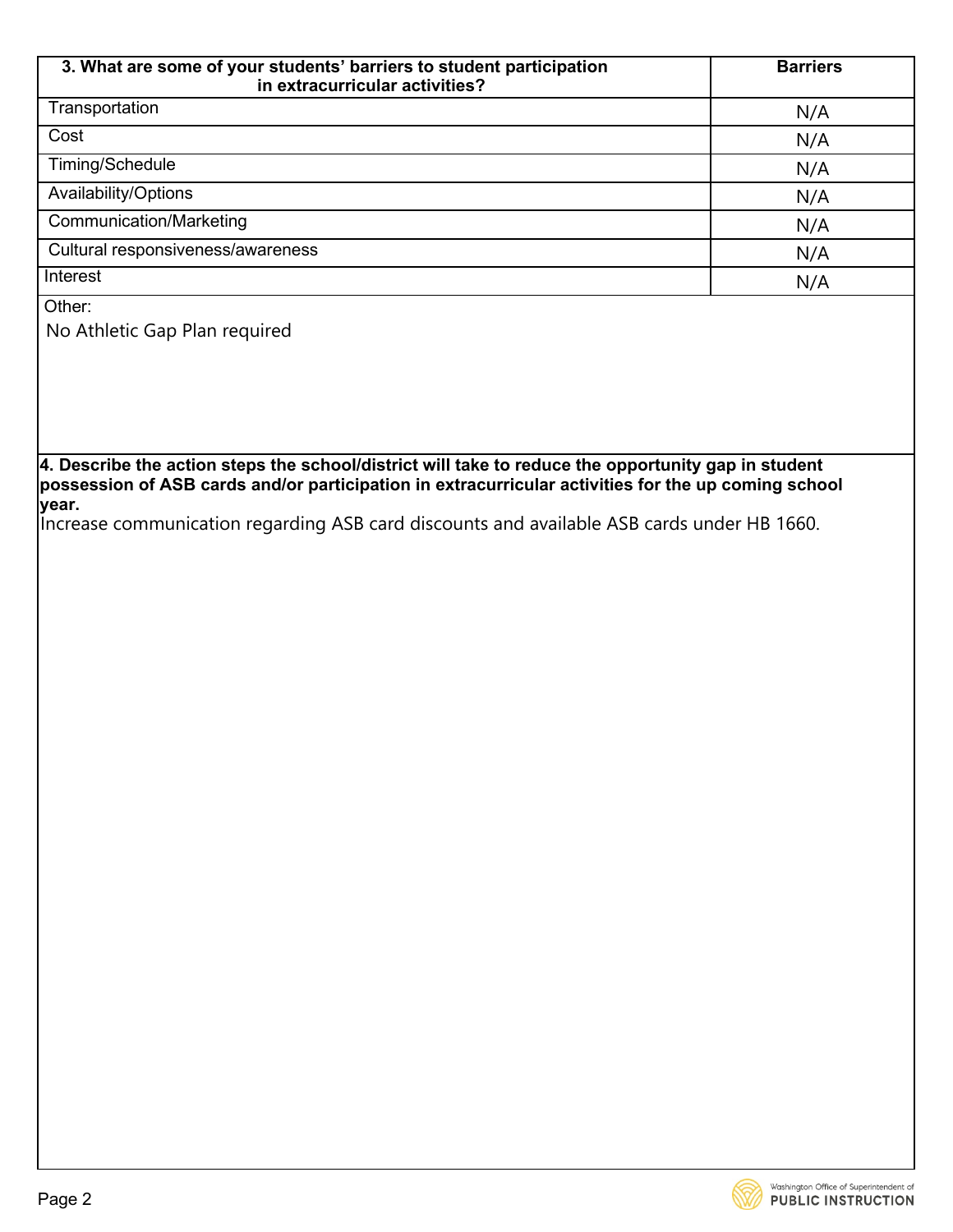| 3. What are some of your students' barriers to student participation in extracurricular activities? | Barriers |
| --- | --- |
| Transportation | N/A |
| Cost | N/A |
| Timing/Schedule | N/A |
| Availability/Options | N/A |
| Communication/Marketing | N/A |
| Cultural responsiveness/awareness | N/A |
| Interest | N/A |

Other:

No Athletic Gap Plan required

**4. Describe the action steps the school/district will take to reduce the opportunity gap in student possession of ASB cards and/or participation in extracurricular activities for the up coming school year.**

Increase communication regarding ASB card discounts and available ASB cards under HB 1660.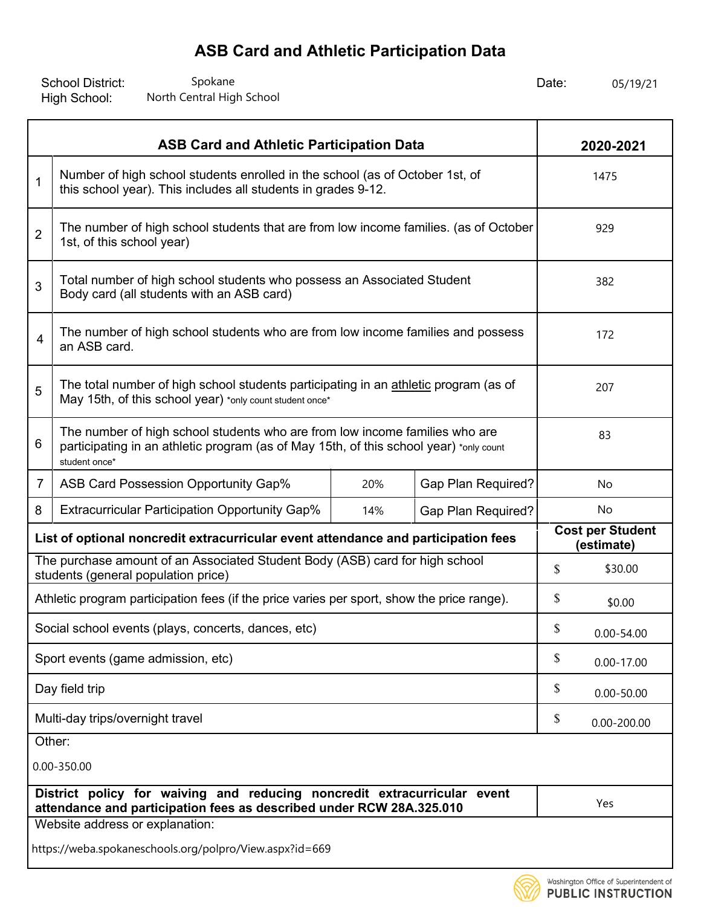# ASB Card and Athletic Participation Data

School District: Spokane
High School: North Central High School

Date: 05/19/21

| | ASB Card and Athletic Participation Data | | | 2020-2021 |
|---|---|---|---|---|
| 1 | Number of high school students enrolled in the school (as of October 1st, of this school year). This includes all students in grades 9-12. | | | 1475 |
| 2 | The number of high school students that are from low income families. (as of October 1st, of this school year) | | | 929 |
| 3 | Total number of high school students who possess an Associated Student Body card (all students with an ASB card) | | | 382 |
| 4 | The number of high school students who are from low income families and possess an ASB card. | | | 172 |
| 5 | The total number of high school students participating in an athletic program (as of May 15th, of this school year) *only count student once* | | | 207 |
| 6 | The number of high school students who are from low income families who are participating in an athletic program (as of May 15th, of this school year) *only count student once* | | | 83 |
| 7 | ASB Card Possession Opportunity Gap% | 20% | Gap Plan Required? | No |
| 8 | Extracurricular Participation Opportunity Gap% | 14% | Gap Plan Required? | No |

| List of optional noncredit extracurricular event attendance and participation fees | Cost per Student (estimate) |
|---|---|
| The purchase amount of an Associated Student Body (ASB) card for high school students (general population price) | $ $30.00 |
| Athletic program participation fees (if the price varies per sport, show the price range). | $ $0.00 |
| Social school events (plays, concerts, dances, etc) | $ 0.00-54.00 |
| Sport events (game admission, etc) | $ 0.00-17.00 |
| Day field trip | $ 0.00-50.00 |
| Multi-day trips/overnight travel | $ 0.00-200.00 |
| Other: 0.00-350.00 | |
| **District policy for waiving and reducing noncredit extracurricular event attendance and participation fees as described under RCW 28A.325.010** | Yes |

Website address or explanation:

https://weba.spokaneschools.org/polpro/View.aspx?id=669

Washington Office of Superintendent of PUBLIC INSTRUCTION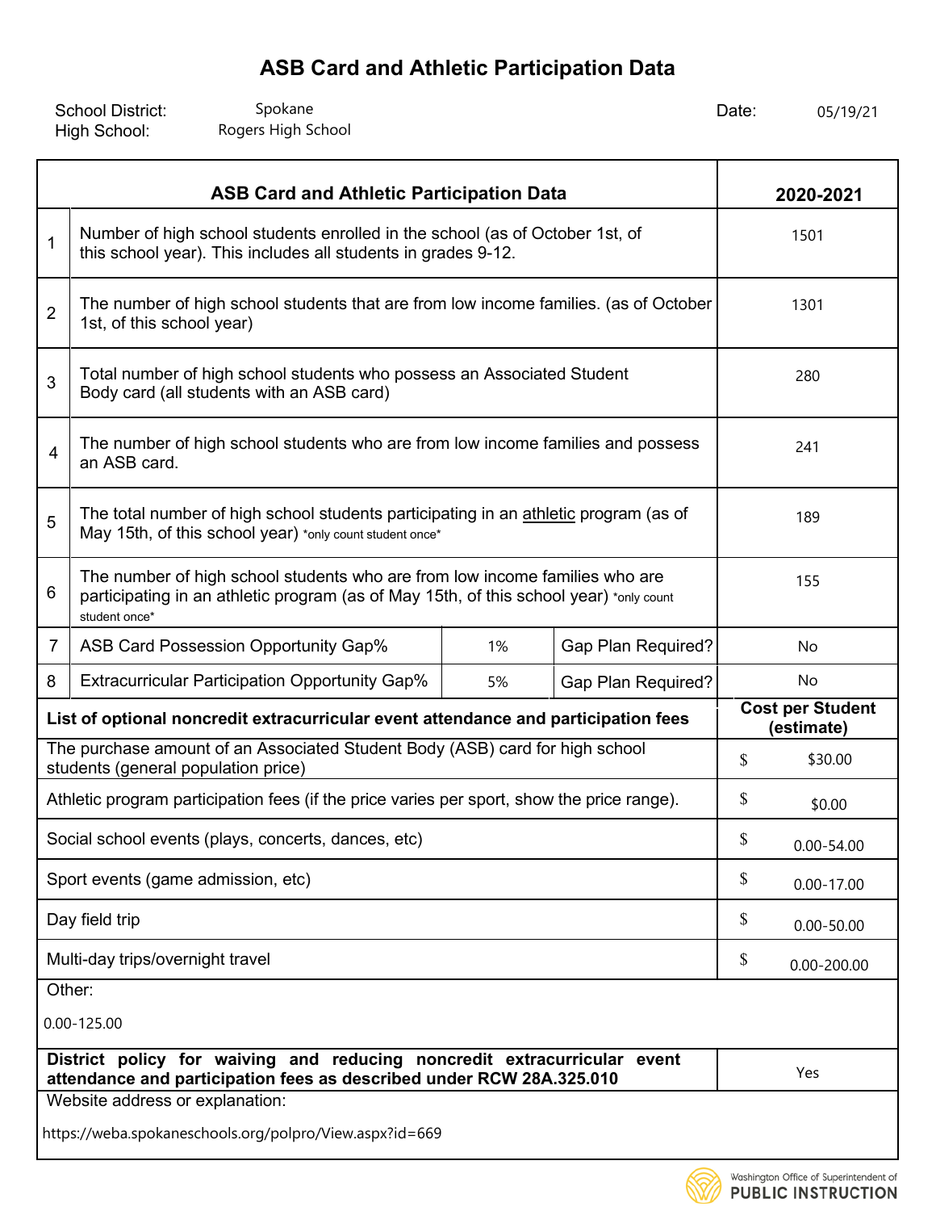# ASB Card and Athletic Participation Data

School District: Spokane
High School: Rogers High School

Date: 05/19/21

| | ASB Card and Athletic Participation Data | | | 2020-2021 |
|---|---|---|---|---|
| 1 | Number of high school students enrolled in the school (as of October 1st, of this school year). This includes all students in grades 9-12. | | | 1501 |
| 2 | The number of high school students that are from low income families. (as of October 1st, of this school year) | | | 1301 |
| 3 | Total number of high school students who possess an Associated Student Body card (all students with an ASB card) | | | 280 |
| 4 | The number of high school students who are from low income families and possess an ASB card. | | | 241 |
| 5 | The total number of high school students participating in an athletic program (as of May 15th, of this school year) *only count student once* | | | 189 |
| 6 | The number of high school students who are from low income families who are participating in an athletic program (as of May 15th, of this school year) *only count student once* | | | 155 |
| 7 | ASB Card Possession Opportunity Gap% | 1% | Gap Plan Required? | No |
| 8 | Extracurricular Participation Opportunity Gap% | 5% | Gap Plan Required? | No |

| List of optional noncredit extracurricular event attendance and participation fees | Cost per Student (estimate) |
|---|---|
| The purchase amount of an Associated Student Body (ASB) card for high school students (general population price) | $ $30.00 |
| Athletic program participation fees (if the price varies per sport, show the price range). | $ $0.00 |
| Social school events (plays, concerts, dances, etc) | $ 0.00-54.00 |
| Sport events (game admission, etc) | $ 0.00-17.00 |
| Day field trip | $ 0.00-50.00 |
| Multi-day trips/overnight travel | $ 0.00-200.00 |
| Other: 0.00-125.00 | |
| **District policy for waiving and reducing noncredit extracurricular event attendance and participation fees as described under RCW 28A.325.010** | Yes |

Website address or explanation:

https://weba.spokaneschools.org/polpro/View.aspx?id=669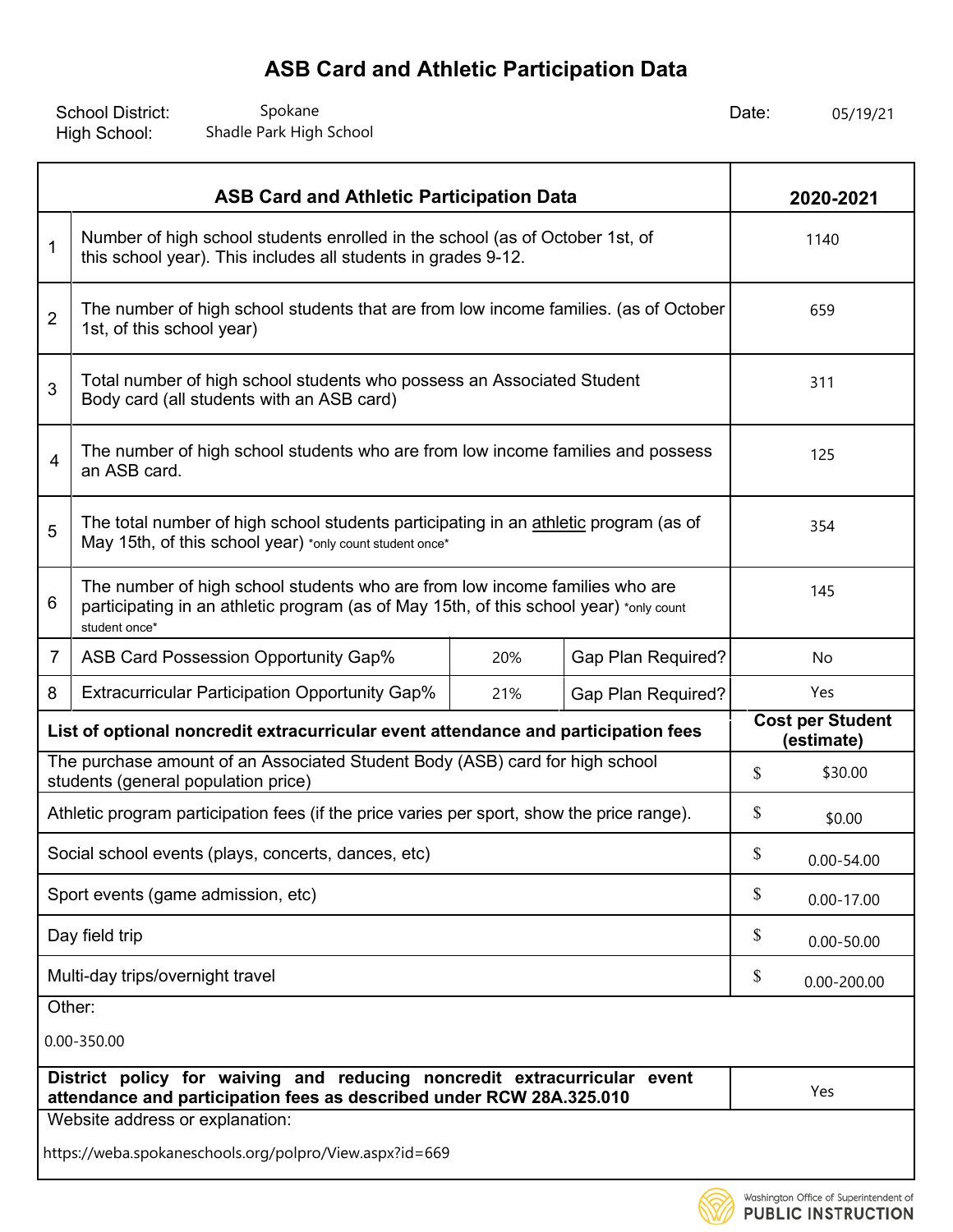# ASB Card and Athletic Participation Data

School District: Spokane

High School: Shadle Park High School

Date: 05/19/21

| | ASB Card and Athletic Participation Data | | | 2020-2021 |
|---|---|---|---|---|
| 1 | Number of high school students enrolled in the school (as of October 1st, of this school year). This includes all students in grades 9-12. | | | 1140 |
| 2 | The number of high school students that are from low income families. (as of October 1st, of this school year) | | | 659 |
| 3 | Total number of high school students who possess an Associated Student Body card (all students with an ASB card) | | | 311 |
| 4 | The number of high school students who are from low income families and possess an ASB card. | | | 125 |
| 5 | The total number of high school students participating in an athletic program (as of May 15th, of this school year) *only count student once* | | | 354 |
| 6 | The number of high school students who are from low income families who are participating in an athletic program (as of May 15th, of this school year) *only count student once* | | | 145 |
| 7 | ASB Card Possession Opportunity Gap% | 20% | Gap Plan Required? | No |
| 8 | Extracurricular Participation Opportunity Gap% | 21% | Gap Plan Required? | Yes |

| List of optional noncredit extracurricular event attendance and participation fees | Cost per Student (estimate) |
|---|---|
| The purchase amount of an Associated Student Body (ASB) card for high school students (general population price) | $ $30.00 |
| Athletic program participation fees (if the price varies per sport, show the price range). | $ $0.00 |
| Social school events (plays, concerts, dances, etc) | $ 0.00-54.00 |
| Sport events (game admission, etc) | $ 0.00-17.00 |
| Day field trip | $ 0.00-50.00 |
| Multi-day trips/overnight travel | $ 0.00-200.00 |
| Other: 0.00-350.00 | |
| **District policy for waiving and reducing noncredit extracurricular event attendance and participation fees as described under RCW 28A.325.010** | Yes |
| Website address or explanation: https://weba.spokaneschools.org/polpro/View.aspx?id=669 | |

Washington Office of Superintendent of PUBLIC INSTRUCTION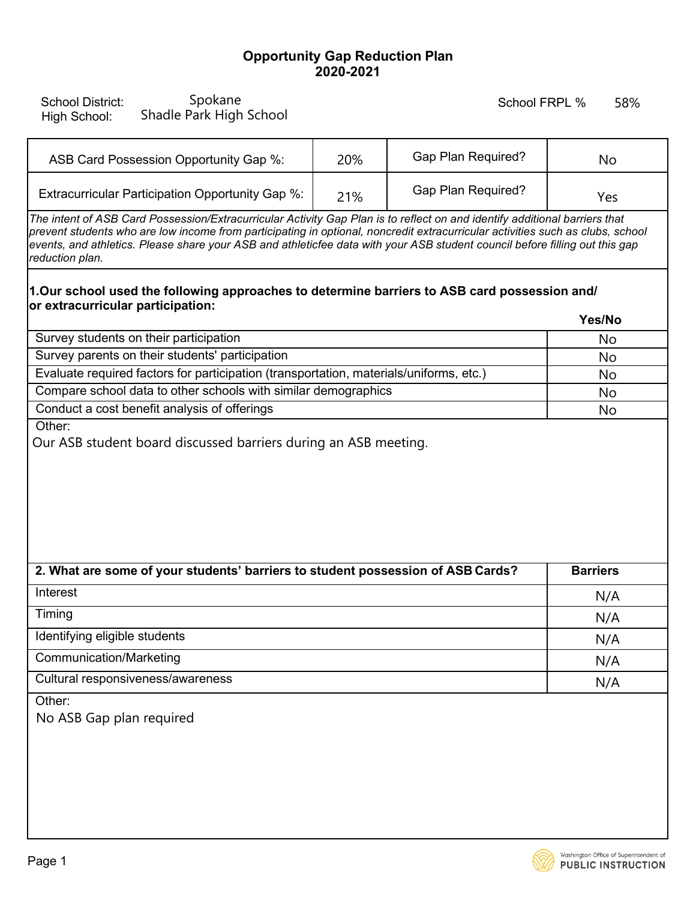# Opportunity Gap Reduction Plan
## 2020-2021

School District: Spokane
High School: Shadle Park High School

School FRPL % 58%

| ASB Card Possession Opportunity Gap %: | 20% | Gap Plan Required? | No |
|---|---|---|---|
| Extracurricular Participation Opportunity Gap %: | 21% | Gap Plan Required? | Yes |

*The intent of ASB Card Possession/Extracurricular Activity Gap Plan is to reflect on and identify additional barriers that prevent students who are low income from participating in optional, noncredit extracurricular activities such as clubs, school events, and athletics. Please share your ASB and athleticfee data with your ASB student council before filling out this gap reduction plan.*

**1.Our school used the following approaches to determine barriers to ASB card possession and/ or extracurricular participation:**

| | Yes/No |
|---|---|
| Survey students on their participation | No |
| Survey parents on their students' participation | No |
| Evaluate required factors for participation (transportation, materials/uniforms, etc.) | No |
| Compare school data to other schools with similar demographics | No |
| Conduct a cost benefit analysis of offerings | No |

Other:
Our ASB student board discussed barriers during an ASB meeting.

| 2. What are some of your students' barriers to student possession of ASB Cards? | Barriers |
|---|---|
| Interest | N/A |
| Timing | N/A |
| Identifying eligible students | N/A |
| Communication/Marketing | N/A |
| Cultural responsiveness/awareness | N/A |

Other:
No ASB Gap plan required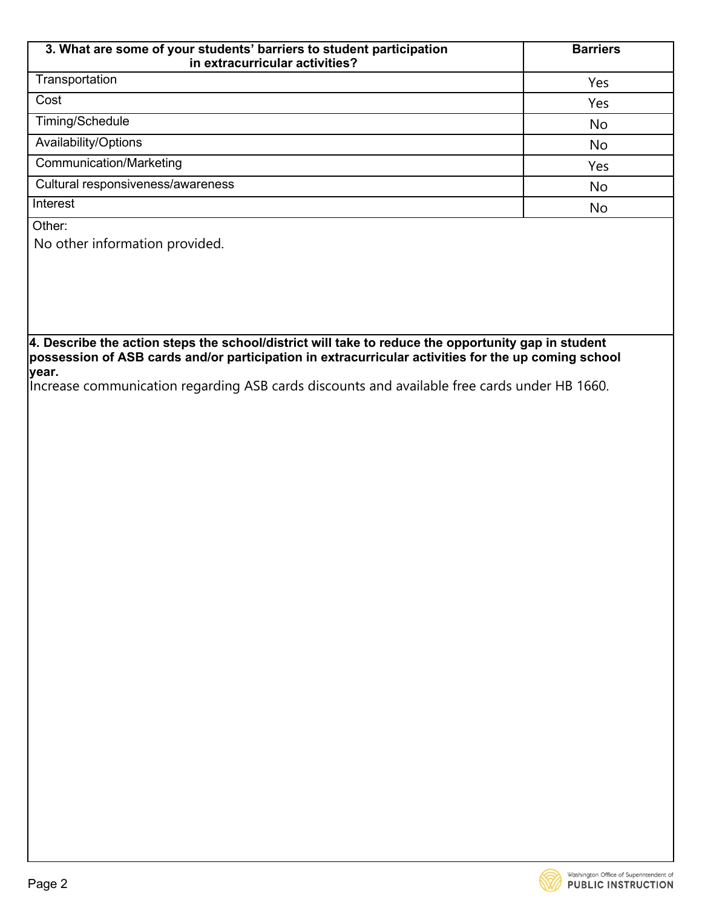| 3. What are some of your students' barriers to student participation in extracurricular activities? | Barriers |
|---|---|
| Transportation | Yes |
| Cost | Yes |
| Timing/Schedule | No |
| Availability/Options | No |
| Communication/Marketing | Yes |
| Cultural responsiveness/awareness | No |
| Interest | No |

Other:

No other information provided.

**4. Describe the action steps the school/district will take to reduce the opportunity gap in student possession of ASB cards and/or participation in extracurricular activities for the up coming school year.**

Increase communication regarding ASB cards discounts and available free cards under HB 1660.